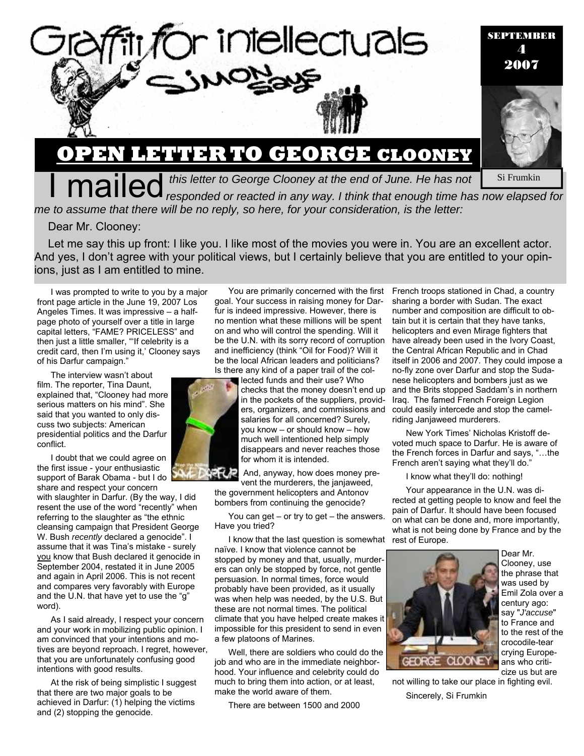Graffiti for intellectuals

Simon Says

SEPTEMBER 4 2007

# OPEN LETTER TO GEORGE CLOONEY

Si Frumkin

I mailed *this letter to George Clooney at the end of June. He has not responded or reacted in any way. I think that enough time has now elapsed for me to assume that there will be no reply, so here, for your consideration, is the letter:*

Dear Mr. Clooney:

Let me say this up front: I like you. I like most of the movies you were in. You are an excellent actor. And yes, I don't agree with your political views, but I certainly believe that you are entitled to your opinions, just as I am entitled to mine.

I was prompted to write to you by a major front page article in the June 19, 2007 Los Angeles Times. It was impressive – a half-page photo of yourself over a title in large capital letters, "FAME? PRICELESS" and then just a little smaller, "'If celebrity is a credit card, then I'm using it,' Clooney says of his Darfur campaign."

The interview wasn't about film. The reporter, Tina Daunt, explained that, "Clooney had more serious matters on his mind". She said that you wanted to only discuss two subjects: American presidential politics and the Darfur conflict.

I doubt that we could agree on the first issue - your enthusiastic support of Barak Obama - but I do share and respect your concern with slaughter in Darfur. (By the way, I did resent the use of the word "recently" when referring to the slaughter as "the ethnic cleansing campaign that President George W. Bush *recently* declared a genocide". I assume that it was Tina's mistake - surely you know that Bush declared it genocide in September 2004, restated it in June 2005 and again in April 2006. This is not recent and compares very favorably with Europe and the U.N. that have yet to use the "g" word).

As I said already, I respect your concern and your work in mobilizing public opinion. I am convinced that your intentions and motives are beyond reproach. I regret, however, that you are unfortunately confusing good intentions with good results.

At the risk of being simplistic I suggest that there are two major goals to be achieved in Darfur: (1) helping the victims and (2) stopping the genocide.

You are primarily concerned with the first goal. Your success in raising money for Darfur is indeed impressive. However, there is no mention what these millions will be spent on and who will control the spending. Will it be the U.N. with its sorry record of corruption and inefficiency (think "Oil for Food)? Will it be the local African leaders and politicians? Is there any kind of a paper trail of the collected funds and their use? Who checks that the money doesn't end up in the pockets of the suppliers, providers, organizers, and commissions and salaries for all concerned? Surely, you know – or should know – how much well intentioned help simply disappears and never reaches those for whom it is intended.

And, anyway, how does money prevent the murderers, the janjaweed, the government helicopters and Antonov bombers from continuing the genocide?

You can get – or try to get – the answers. Have you tried?

I know that the last question is somewhat naïve. I know that violence cannot be stopped by money and that, usually, murderers can only be stopped by force, not gentle persuasion. In normal times, force would probably have been provided, as it usually was when help was needed, by the U.S. But these are not normal times. The political climate that you have helped create makes it impossible for this president to send in even a few platoons of Marines.

Well, there are soldiers who could do the job and who are in the immediate neighborhood. Your influence and celebrity could do much to bring them into action, or at least, make the world aware of them.

There are between 1500 and 2000 French troops stationed in Chad, a country sharing a border with Sudan. The exact number and composition are difficult to obtain but it is certain that they have tanks, helicopters and even Mirage fighters that have already been used in the Ivory Coast, the Central African Republic and in Chad itself in 2006 and 2007. They could impose a no-fly zone over Darfur and stop the Sudanese helicopters and bombers just as we and the Brits stopped Saddam's in northern Iraq. The famed French Foreign Legion could easily intercede and stop the camel-riding Janjaweed murderers.

New York Times' Nicholas Kristoff devoted much space to Darfur. He is aware of the French forces in Darfur and says, "…the French aren't saying what they'll do."

I know what they'll do: nothing!

Your appearance in the U.N. was directed at getting people to know and feel the pain of Darfur. It should have been focused on what can be done and, more importantly, what is not being done by France and by the rest of Europe.

Dear Mr. Clooney, use the phrase that was used by Emil Zola over a century ago: say "*J'accuse*" to France and to the rest of the crocodile-tear crying Europeans who criticize us but are not willing to take our place in fighting evil.

Sincerely, Si Frumkin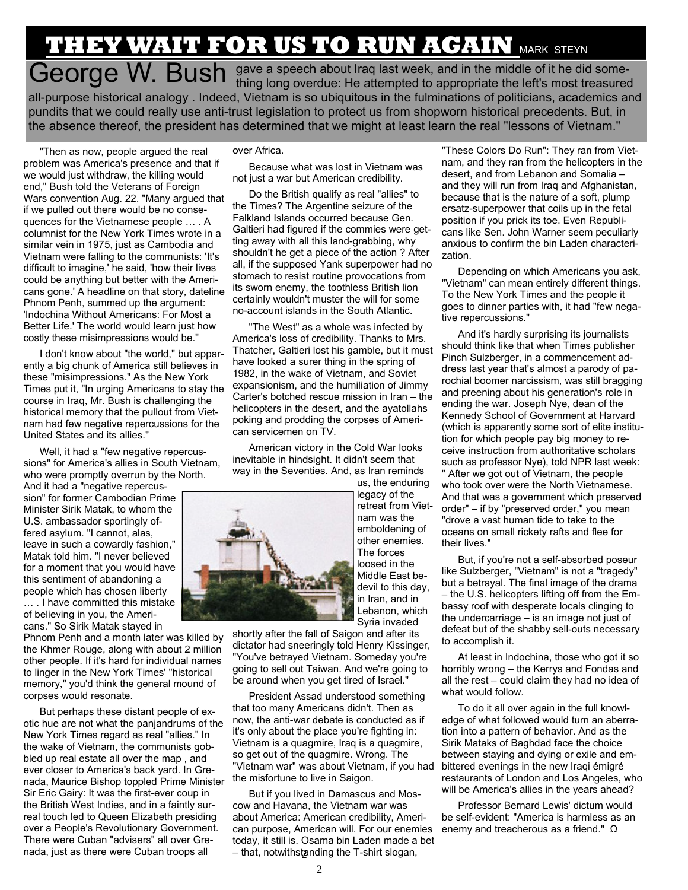# THEY WAIT FOR US TO RUN AGAIN

MARK STEYN

**George W. Bush** gave a speech about Iraq last week, and in the middle of it he did something long overdue: He attempted to appropriate the left's most treasured all-purpose historical analogy . Indeed, Vietnam is so ubiquitous in the fulminations of politicians, academics and pundits that we could really use anti-trust legislation to protect us from shopworn historical precedents. But, in the absence thereof, the president has determined that we might at least learn the real "lessons of Vietnam."

"Then as now, people argued the real problem was America's presence and that if we would just withdraw, the killing would end," Bush told the Veterans of Foreign Wars convention Aug. 22. "Many argued that if we pulled out there would be no consequences for the Vietnamese people … . A columnist for the New York Times wrote in a similar vein in 1975, just as Cambodia and Vietnam were falling to the communists: 'It's difficult to imagine,' he said, 'how their lives could be anything but better with the Americans gone.' A headline on that story, dateline Phnom Penh, summed up the argument: 'Indochina Without Americans: For Most a Better Life.' The world would learn just how costly these misimpressions would be."

I don't know about "the world," but apparently a big chunk of America still believes in these "misimpressions." As the New York Times put it, "In urging Americans to stay the course in Iraq, Mr. Bush is challenging the historical memory that the pullout from Vietnam had few negative repercussions for the United States and its allies."

Well, it had a "few negative repercussions" for America's allies in South Vietnam, who were promptly overrun by the North. And it had a "negative repercussion" for former Cambodian Prime Minister Sirik Matak, to whom the U.S. ambassador sportingly offered asylum. "I cannot, alas, leave in such a cowardly fashion," Matak told him. "I never believed for a moment that you would have this sentiment of abandoning a people which has chosen liberty … . I have committed this mistake of believing in you, the Americans." So Sirik Matak stayed in Phnom Penh and a month later was killed by the Khmer Rouge, along with about 2 million other people. If it's hard for individual names to linger in the New York Times' "historical memory," you'd think the general mound of corpses would resonate.

But perhaps these distant people of exotic hue are not what the panjandrums of the New York Times regard as real "allies." In the wake of Vietnam, the communists gobbled up real estate all over the map , and ever closer to America's back yard. In Grenada, Maurice Bishop toppled Prime Minister Sir Eric Gairy: It was the first-ever coup in the British West Indies, and in a faintly surreal touch led to Queen Elizabeth presiding over a People's Revolutionary Government. There were Cuban "advisers" all over Grenada, just as there were Cuban troops all over Africa.

Because what was lost in Vietnam was not just a war but American credibility.

Do the British qualify as real "allies" to the Times? The Argentine seizure of the Falkland Islands occurred because Gen. Galtieri had figured if the commies were getting away with all this land-grabbing, why shouldn't he get a piece of the action ? After all, if the supposed Yank superpower had no stomach to resist routine provocations from its sworn enemy, the toothless British lion certainly wouldn't muster the will for some no-account islands in the South Atlantic.

"The West" as a whole was infected by America's loss of credibility. Thanks to Mrs. Thatcher, Galtieri lost his gamble, but it must have looked a surer thing in the spring of 1982, in the wake of Vietnam, and Soviet expansionism, and the humiliation of Jimmy Carter's botched rescue mission in Iran – the helicopters in the desert, and the ayatollahs poking and prodding the corpses of American servicemen on TV.

American victory in the Cold War looks inevitable in hindsight. It didn't seem that way in the Seventies. And, as Iran reminds us, the enduring legacy of the retreat from Vietnam was the emboldening of other enemies. The forces loosed in the Middle East bedevil to this day, in Iran, and in Lebanon, which Syria invaded shortly after the fall of Saigon and after its dictator had sneeringly told Henry Kissinger, "You've betrayed Vietnam. Someday you're going to sell out Taiwan. And we're going to be around when you get tired of Israel."

President Assad understood something that too many Americans didn't. Then as now, the anti-war debate is conducted as if it's only about the place you're fighting in: Vietnam is a quagmire, Iraq is a quagmire, so get out of the quagmire. Wrong. The "Vietnam war" was about Vietnam, if you had the misfortune to live in Saigon.

But if you lived in Damascus and Moscow and Havana, the Vietnam war was about America: American credibility, American purpose, American will. For our enemies today, it still is. Osama bin Laden made a bet – that, notwithstanding the T-shirt slogan, "These Colors Do Run": They ran from Vietnam, and they ran from the helicopters in the desert, and from Lebanon and Somalia – and they will run from Iraq and Afghanistan, because that is the nature of a soft, plump ersatz-superpower that coils up in the fetal position if you prick its toe. Even Republicans like Sen. John Warner seem peculiarly anxious to confirm the bin Laden characterization.

Depending on which Americans you ask, "Vietnam" can mean entirely different things. To the New York Times and the people it goes to dinner parties with, it had "few negative repercussions."

And it's hardly surprising its journalists should think like that when Times publisher Pinch Sulzberger, in a commencement address last year that's almost a parody of parochial boomer narcissism, was still bragging and preening about his generation's role in ending the war. Joseph Nye, dean of the Kennedy School of Government at Harvard (which is apparently some sort of elite institution for which people pay big money to receive instruction from authoritative scholars such as professor Nye), told NPR last week: " After we got out of Vietnam, the people who took over were the North Vietnamese. And that was a government which preserved order" – if by "preserved order," you mean "drove a vast human tide to take to the oceans on small rickety rafts and flee for their lives."

But, if you're not a self-absorbed poseur like Sulzberger, "Vietnam" is not a "tragedy" but a betrayal. The final image of the drama – the U.S. helicopters lifting off from the Embassy roof with desperate locals clinging to the undercarriage – is an image not just of defeat but of the shabby sell-outs necessary to accomplish it.

At least in Indochina, those who got it so horribly wrong – the Kerrys and Fondas and all the rest – could claim they had no idea of what would follow.

To do it all over again in the full knowledge of what followed would turn an aberration into a pattern of behavior. And as the Sirik Mataks of Baghdad face the choice between staying and dying or exile and embittered evenings in the new Iraqi émigré restaurants of London and Los Angeles, who will be America's allies in the years ahead?

Professor Bernard Lewis' dictum would be self-evident: "America is harmless as an enemy and treacherous as a friend." Ω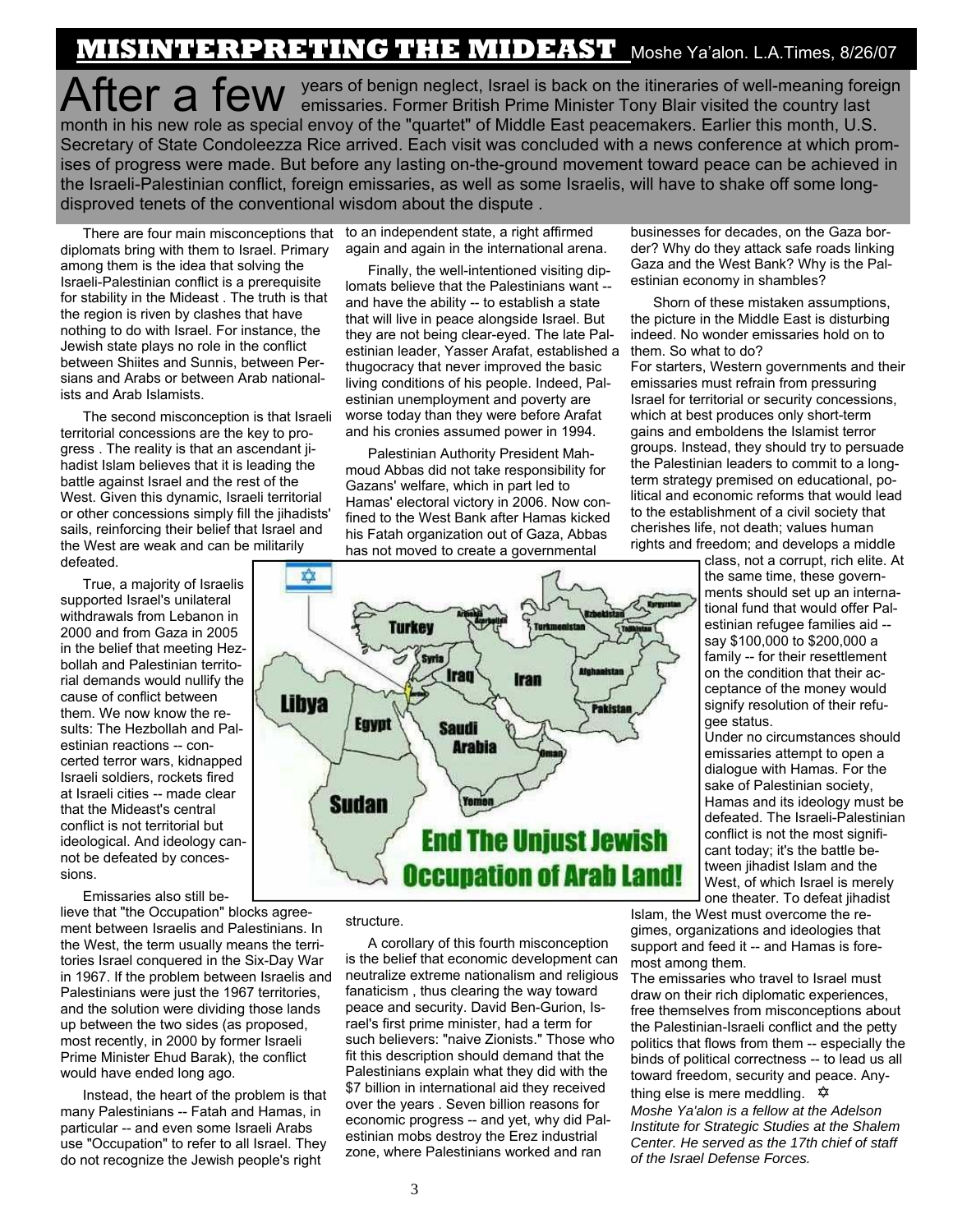# MISINTERPRETING THE MIDEAST

Moshe Ya'alon. L.A.Times, 8/26/07

After a few years of benign neglect, Israel is back on the itineraries of well-meaning foreign emissaries. Former British Prime Minister Tony Blair visited the country last month in his new role as special envoy of the "quartet" of Middle East peacemakers. Earlier this month, U.S. Secretary of State Condoleezza Rice arrived. Each visit was concluded with a news conference at which promises of progress were made. But before any lasting on-the-ground movement toward peace can be achieved in the Israeli-Palestinian conflict, foreign emissaries, as well as some Israelis, will have to shake off some long-disproved tenets of the conventional wisdom about the dispute .

There are four main misconceptions that diplomats bring with them to Israel. Primary among them is the idea that solving the Israeli-Palestinian conflict is a prerequisite for stability in the Mideast . The truth is that the region is riven by clashes that have nothing to do with Israel. For instance, the Jewish state plays no role in the conflict between Shiites and Sunnis, between Persians and Arabs or between Arab nationalists and Arab Islamists.

The second misconception is that Israeli territorial concessions are the key to progress . The reality is that an ascendant jihadist Islam believes that it is leading the battle against Israel and the rest of the West. Given this dynamic, Israeli territorial or other concessions simply fill the jihadists' sails, reinforcing their belief that Israel and the West are weak and can be militarily defeated.

True, a majority of Israelis supported Israel's unilateral withdrawals from Lebanon in 2000 and from Gaza in 2005 in the belief that meeting Hezbollah and Palestinian territorial demands would nullify the cause of conflict between them. We now know the results: The Hezbollah and Palestinian reactions -- concerted terror wars, kidnapped Israeli soldiers, rockets fired at Israeli cities -- made clear that the Mideast's central conflict is not territorial but ideological. And ideology cannot be defeated by concessions.

Emissaries also still believe that "the Occupation" blocks agreement between Israelis and Palestinians. In the West, the term usually means the territories Israel conquered in the Six-Day War in 1967. If the problem between Israelis and Palestinians were just the 1967 territories, and the solution were dividing those lands up between the two sides (as proposed, most recently, in 2000 by former Israeli Prime Minister Ehud Barak), the conflict would have ended long ago.

Instead, the heart of the problem is that many Palestinians -- Fatah and Hamas, in particular -- and even some Israeli Arabs use "Occupation" to refer to all Israel. They do not recognize the Jewish people's right to an independent state, a right affirmed again and again in the international arena.

Finally, the well-intentioned visiting diplomats believe that the Palestinians want -- and have the ability -- to establish a state that will live in peace alongside Israel. But they are not being clear-eyed. The late Palestinian leader, Yasser Arafat, established a thugocracy that never improved the basic living conditions of his people. Indeed, Palestinian unemployment and poverty are worse today than they were before Arafat and his cronies assumed power in 1994.

Palestinian Authority President Mahmoud Abbas did not take responsibility for Gazans' welfare, which in part led to Hamas' electoral victory in 2006. Now confined to the West Bank after Hamas kicked his Fatah organization out of Gaza, Abbas has not moved to create a governmental structure.

End The Unjust Jewish Occupation of Arab Land!

A corollary of this fourth misconception is the belief that economic development can neutralize extreme nationalism and religious fanaticism , thus clearing the way toward peace and security. David Ben-Gurion, Israel's first prime minister, had a term for such believers: "naive Zionists." Those who fit this description should demand that the Palestinians explain what they did with the $7 billion in international aid they received over the years . Seven billion reasons for economic progress -- and yet, why did Palestinian mobs destroy the Erez industrial zone, where Palestinians worked and ran businesses for decades, on the Gaza border? Why do they attack safe roads linking Gaza and the West Bank? Why is the Palestinian economy in shambles?

Shorn of these mistaken assumptions, the picture in the Middle East is disturbing indeed. No wonder emissaries hold on to them. So what to do?

For starters, Western governments and their emissaries must refrain from pressuring Israel for territorial or security concessions, which at best produces only short-term gains and emboldens the Islamist terror groups. Instead, they should try to persuade the Palestinian leaders to commit to a long-term strategy premised on educational, political and economic reforms that would lead to the establishment of a civil society that cherishes life, not death; values human rights and freedom; and develops a middle class, not a corrupt, rich elite. At the same time, these governments should set up an international fund that would offer Palestinian refugee families aid -- say $100,000 to $200,000 a family -- for their resettlement on the condition that their acceptance of the money would signify resolution of their refugee status.

Under no circumstances should emissaries attempt to open a dialogue with Hamas. For the sake of Palestinian society, Hamas and its ideology must be defeated. The Israeli-Palestinian conflict is not the most significant today; it's the battle between jihadist Islam and the West, of which Israel is merely one theater. To defeat jihadist Islam, the West must overcome the regimes, organizations and ideologies that support and feed it -- and Hamas is foremost among them.

The emissaries who travel to Israel must draw on their rich diplomatic experiences, free themselves from misconceptions about the Palestinian-Israeli conflict and the petty politics that flows from them -- especially the binds of political correctness -- to lead us all toward freedom, security and peace. Anything else is mere meddling. ✡

*Moshe Ya'alon is a fellow at the Adelson Institute for Strategic Studies at the Shalem Center. He served as the 17th chief of staff of the Israel Defense Forces.*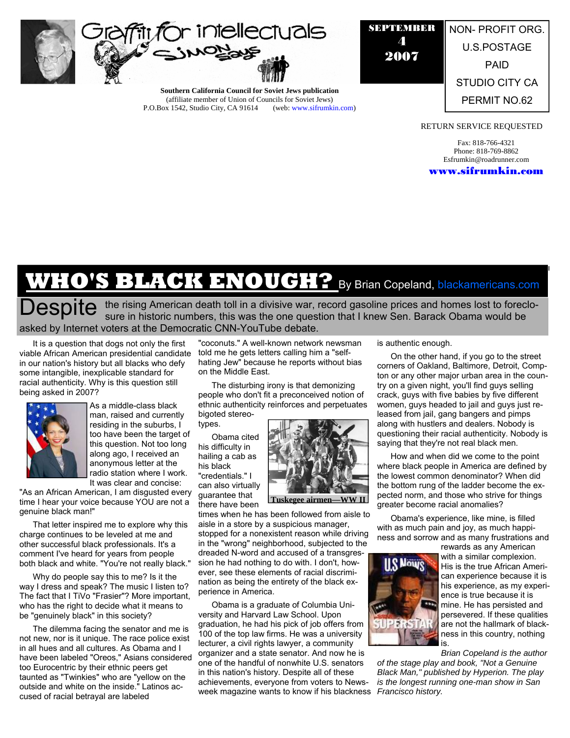# Graffiti for intellectuals — Simon Says

**Southern California Council for Soviet Jews publication**
(affiliate member of Union of Councils for Soviet Jews)
P.O.Box 1542, Studio City, CA 91614 (web: www.sifrumkin.com)

**SEPTEMBER 4 2007**

NON- PROFIT ORG.
U.S.POSTAGE
PAID
STUDIO CITY CA
PERMIT NO.62

RETURN SERVICE REQUESTED

Fax: 818-766-4321
Phone: 818-769-8862
Esfrumkin@roadrunner.com
**www.sifrumkin.com**

# WHO'S BLACK ENOUGH?

By Brian Copeland, blackamericans.com

Despite the rising American death toll in a divisive war, record gasoline prices and homes lost to foreclosure in historic numbers, this was the one question that I knew Sen. Barack Obama would be asked by Internet voters at the Democratic CNN-YouTube debate.

It is a question that dogs not only the first viable African American presidential candidate in our nation's history but all blacks who defy some intangible, inexplicable standard for racial authenticity. Why is this question still being asked in 2007?

As a middle-class black man, raised and currently residing in the suburbs, I too have been the target of this question. Not too long along ago, I received an anonymous letter at the radio station where I work. It was clear and concise: "As an African American, I am disgusted every time I hear your voice because YOU are not a genuine black man!"

That letter inspired me to explore why this charge continues to be leveled at me and other successful black professionals. It's a comment I've heard for years from people both black and white. "You're not really black."

Why do people say this to me? Is it the way I dress and speak? The music I listen to? The fact that I TiVo "Frasier"? More important, who has the right to decide what it means to be "genuinely black" in this society?

The dilemma facing the senator and me is not new, nor is it unique. The race police exist in all hues and all cultures. As Obama and I have been labeled "Oreos," Asians considered too Eurocentric by their ethnic peers get taunted as "Twinkies" who are "yellow on the outside and white on the inside." Latinos accused of racial betrayal are labeled "coconuts." A well-known network newsman told me he gets letters calling him a "self-hating Jew" because he reports without bias on the Middle East.

The disturbing irony is that demonizing people who don't fit a preconceived notion of ethnic authenticity reinforces and perpetuates bigoted stereotypes.

Obama cited his difficulty in hailing a cab as his black "credentials." I can also virtually guarantee that there have been times when he has been followed from aisle to aisle in a store by a suspicious manager, stopped for a nonexistent reason while driving in the "wrong" neighborhood, subjected to the dreaded N-word and accused of a transgression he had nothing to do with. I don't, however, see these elements of racial discrimination as being the entirety of the black experience in America.

**Tuskegee airmen—WW II**

Obama is a graduate of Columbia University and Harvard Law School. Upon graduation, he had his pick of job offers from 100 of the top law firms. He was a university lecturer, a civil rights lawyer, a community organizer and a state senator. And now he is one of the handful of nonwhite U.S. senators in this nation's history. Despite all of these achievements, everyone from voters to Newsweek magazine wants to know if his blackness is authentic enough.

On the other hand, if you go to the street corners of Oakland, Baltimore, Detroit, Compton or any other major urban area in the country on a given night, you'll find guys selling crack, guys with five babies by five different women, guys headed to jail and guys just released from jail, gang bangers and pimps along with hustlers and dealers. Nobody is questioning their racial authenticity. Nobody is saying that they're not real black men.

How and when did we come to the point where black people in America are defined by the lowest common denominator? When did the bottom rung of the ladder become the expected norm, and those who strive for things greater become racial anomalies?

Obama's experience, like mine, is filled with as much pain and joy, as much happiness and sorrow and as many frustrations and rewards as any American with a similar complexion. His is the true African American experience because it is his experience, as my experience is true because it is mine. He has persisted and persevered. If these qualities are not the hallmark of blackness in this country, nothing is.

*Brian Copeland is the author of the stage play and book, "Not a Genuine Black Man," published by Hyperion. The play is the longest running one-man show in San Francisco history.*